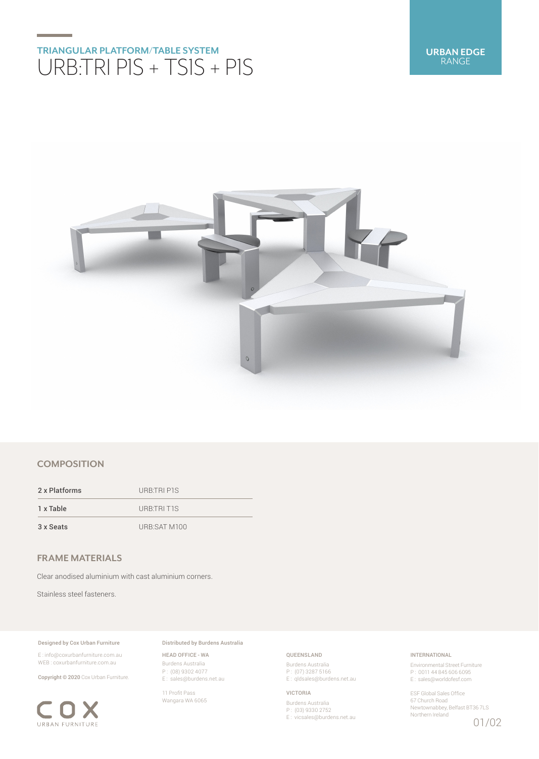**URBAN EDGE** RANGE

## TRIANGULAR PLATFORM/TABLE SYSTEM

# URB:TRI P1S + TS1S + P1S

## COMPOSITION

| | |
|---|---|
| 2 x Platforms | URB:TRI P1S |
| 1 x Table | URB:TRI T1S |
| 3 x Seats | URB:SAT M100 |

## FRAME MATERIALS

Clear anodised aluminium with cast aluminium corners.

Stainless steel fasteners.

**Designed by Cox Urban Furniture**

E : info@coxurbanfurniture.com.au
WEB : coxurbanfurniture.com.au

**Copyright © 2020** Cox Urban Furniture.

COX URBAN FURNITURE

**Distributed by Burdens Australia**

HEAD OFFICE - WA
Burdens Australia
P : (08) 9302 4077
E : sales@burdens.net.au

11 Profit Pass
Wangara WA 6065

QUEENSLAND
Burdens Australia
P : (07) 3287 5166
E : qldsales@burdens.net.au

VICTORIA
Burdens Australia
P : (03) 9330 2752
E : vicsales@burdens.net.au

INTERNATIONAL
Environmental Street Furniture
P : 0011 44 845 606 6095
E : sales@worldofesf.com

ESF Global Sales Office
67 Church Road
Newtownabbey, Belfast BT36 7LS
Northern Ireland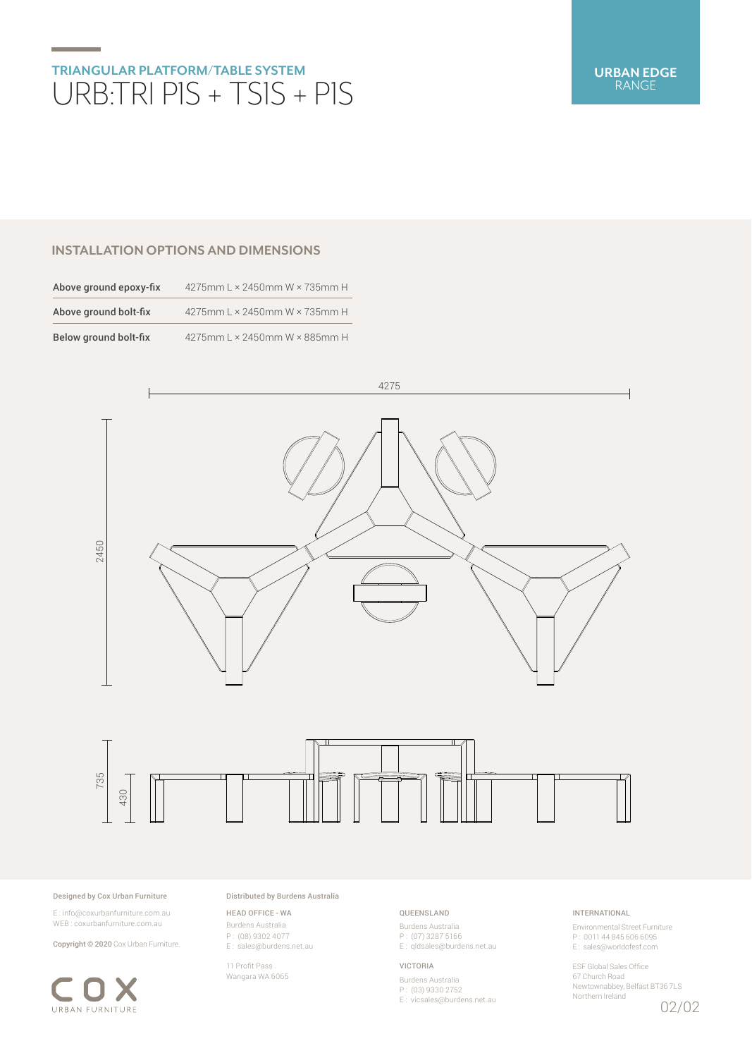## TRIANGULAR PLATFORM/TABLE SYSTEM

# URB:TRI P1S + TS1S + P1S

**URBAN EDGE** RANGE

## INSTALLATION OPTIONS AND DIMENSIONS

| | |
|---|---|
| Above ground epoxy-fix | 4275mm L × 2450mm W × 735mm H |
| Above ground bolt-fix | 4275mm L × 2450mm W × 735mm H |
| Below ground bolt-fix | 4275mm L × 2450mm W × 885mm H |

4275

2450

735

430

**Designed by Cox Urban Furniture**

E : info@coxurbanfurniture.com.au
WEB : coxurbanfurniture.com.au

**Copyright © 2020** Cox Urban Furniture.

COX URBAN FURNITURE

**Distributed by Burdens Australia**

HEAD OFFICE - WA
Burdens Australia
P : (08) 9302 4077
E : sales@burdens.net.au

11 Profit Pass
Wangara WA 6065

QUEENSLAND
Burdens Australia
P : (07) 3287 5166
E : qldsales@burdens.net.au

VICTORIA
Burdens Australia
P : (03) 9330 2752
E : vicsales@burdens.net.au

INTERNATIONAL
Environmental Street Furniture
P : 0011 44 845 606 6095
E : sales@worldofesf.com

ESF Global Sales Office
67 Church Road
Newtownabbey, Belfast BT36 7LS
Northern Ireland